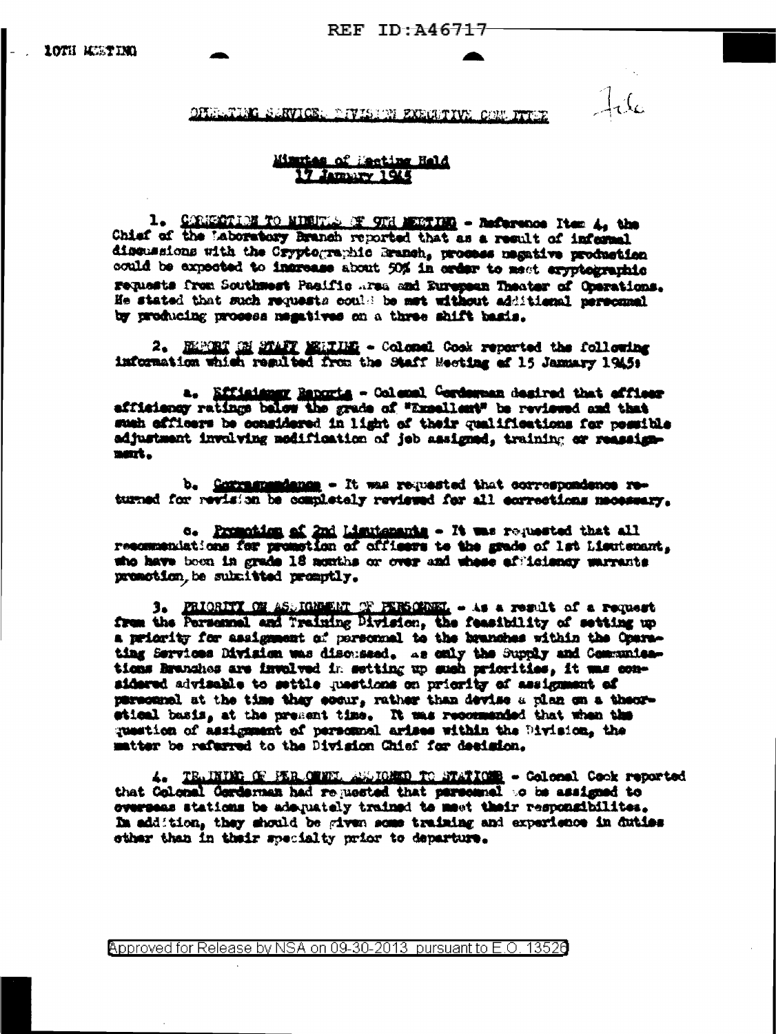10TH MEETING

OPERATING SERVICES DIVISION EXECUTIVE COMMITTEE

File

## Minutes of Meeting Held 17 January 1945

1. CORRECTION TO MINUTES OF 9TH MEETING - Reference Item 4, the Chief of the Laboratory Branch reported that as a result of informal discussions with the Cryptographic Branch, process negative production could be expected to increase about 50% in order to meet cryptographic requests from Southwest Pacific Area and European Theater of Operations. He stated that such requests could be met without additional personnel by producing process negatives on a three shift basis.

2. REPORT ON STAFF MEETING - Colonel Cook reported the following information which resulted from the Staff Meeting of 15 January 1945:

   a. Efficiency Reports - Colonel Corderman desired that officer efficiency ratings below the grade of "Excellent" be reviewed and that such officers be considered in light of their qualifications for possible adjustment involving modification of job assigned, training or reassignment.

   b. Correspondence - It was requested that correspondence returned for revision be completely reviewed for all corrections necessary.

   c. Promotion of 2nd Lieutenants - It was requested that all recommendations for promotion of officers to the grade of 1st Lieutenant, who have been in grade 18 months or over and whose efficiency warrants promotion, be submitted promptly.

3. PRIORITY ON ASSIGNMENT OF PERSONNEL - As a result of a request from the Personnel and Training Division, the feasibility of setting up a priority for assignment of personnel to the branches within the Operating Services Division was discussed. As only the Supply and Communications Branches are involved in setting up such priorities, it was considered advisable to settle questions on priority of assignment of personnel at the time they occur, rather than devise a plan on a theoretical basis, at the present time. It was recommended that when the question of assignment of personnel arises within the Division, the matter be referred to the Division Chief for decision.

4. TRAINING OF PERSONNEL ASSIGNED TO STATIONS - Colonel Cook reported that Colonel Corderman had requested that personnel to be assigned to overseas stations be adequately trained to meet their responsibilities. In addition, they should be given some training and experience in duties other than in their specialty prior to departure.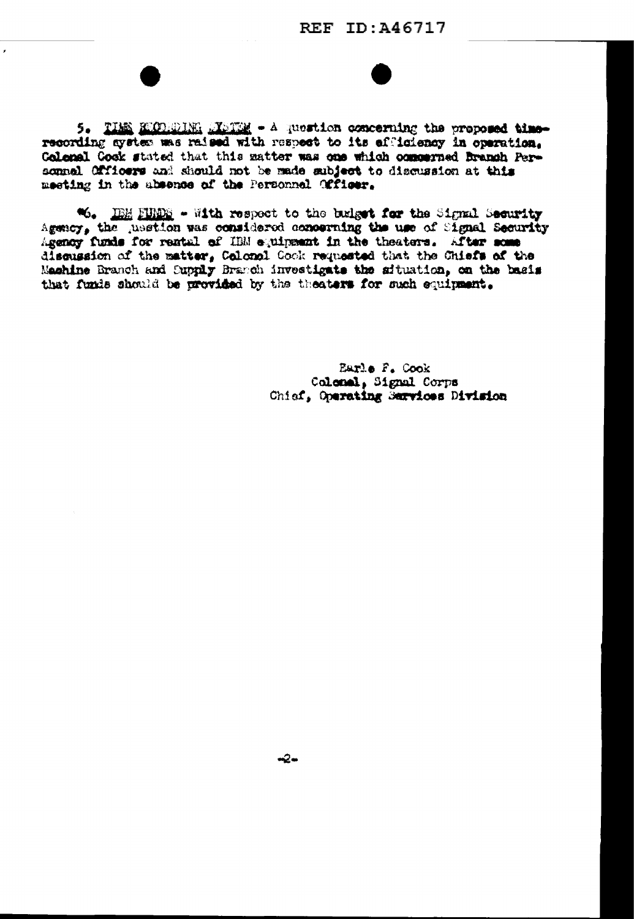REF ID:A46717

5. TIME RECORDING SYSTEM - A question concerning the proposed time-recording system was raised with respect to its efficiency in operation. Colonel Cook stated that this matter was one which concerned Branch Personnel Officers and should not be made subject to discussion at this meeting in the absence of the Personnel Officer.

*6. IBM FUNDS - With respect to the budget for the Signal Security Agency, the question was considered concerning the use of Signal Security Agency funds for rental of IBM equipment in the theaters. After some discussion of the matter, Colonel Cook requested that the Chiefs of the Machine Branch and Supply Branch investigate the situation, on the basis that funds should be provided by the theaters for such equipment.

Earle F. Cook
Colonel, Signal Corps
Chief, Operating Services Division